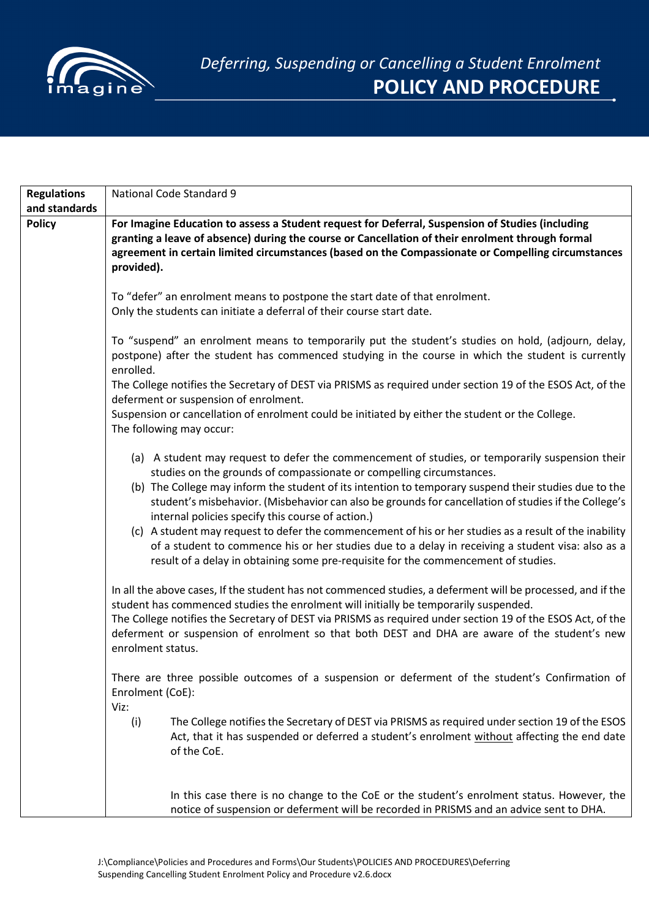*Deferring, Suspending or Cancelling a Student Enrolment*

# POLICY AND PROCEDURE

| **Regulations and standards** | National Code Standard 9 |
|---|---|
| **Policy** | **For Imagine Education to assess a Student request for Deferral, Suspension of Studies (including granting a leave of absence) during the course or Cancellation of their enrolment through formal agreement in certain limited circumstances (based on the Compassionate or Compelling circumstances provided).**<br><br>To "defer" an enrolment means to postpone the start date of that enrolment.<br>Only the students can initiate a deferral of their course start date.<br><br>To "suspend" an enrolment means to temporarily put the student's studies on hold, (adjourn, delay, postpone) after the student has commenced studying in the course in which the student is currently enrolled.<br>The College notifies the Secretary of DEST via PRISMS as required under section 19 of the ESOS Act, of the deferment or suspension of enrolment.<br>Suspension or cancellation of enrolment could be initiated by either the student or the College.<br>The following may occur:<br><br>(a) A student may request to defer the commencement of studies, or temporarily suspension their studies on the grounds of compassionate or compelling circumstances.<br>(b) The College may inform the student of its intention to temporary suspend their studies due to the student's misbehavior. (Misbehavior can also be grounds for cancellation of studies if the College's internal policies specify this course of action.)<br>(c) A student may request to defer the commencement of his or her studies as a result of the inability of a student to commence his or her studies due to a delay in receiving a student visa: also as a result of a delay in obtaining some pre-requisite for the commencement of studies.<br><br>In all the above cases, If the student has not commenced studies, a deferment will be processed, and if the student has commenced studies the enrolment will initially be temporarily suspended.<br>The College notifies the Secretary of DEST via PRISMS as required under section 19 of the ESOS Act, of the deferment or suspension of enrolment so that both DEST and DHA are aware of the student's new enrolment status.<br><br>There are three possible outcomes of a suspension or deferment of the student's Confirmation of Enrolment (CoE):<br>Viz:<br>(i) The College notifies the Secretary of DEST via PRISMS as required under section 19 of the ESOS Act, that it has suspended or deferred a student's enrolment <u>without</u> affecting the end date of the CoE.<br><br>In this case there is no change to the CoE or the student's enrolment status. However, the notice of suspension or deferment will be recorded in PRISMS and an advice sent to DHA. |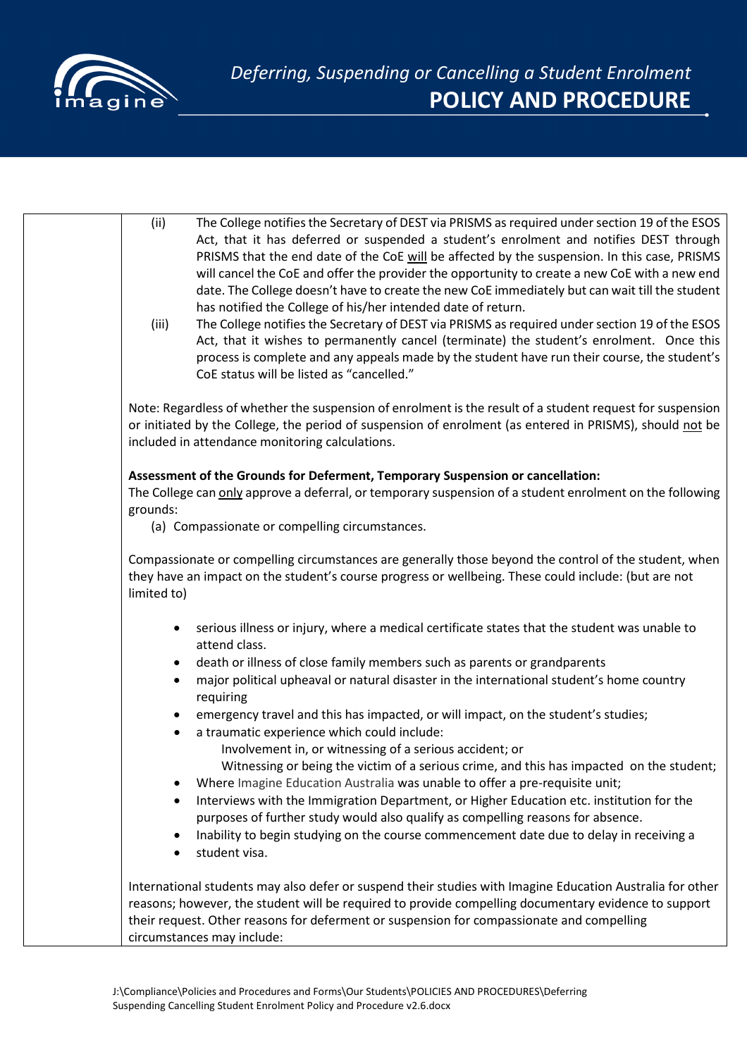(ii) The College notifies the Secretary of DEST via PRISMS as required under section 19 of the ESOS Act, that it has deferred or suspended a student's enrolment and notifies DEST through PRISMS that the end date of the CoE will be affected by the suspension. In this case, PRISMS will cancel the CoE and offer the provider the opportunity to create a new CoE with a new end date. The College doesn't have to create the new CoE immediately but can wait till the student has notified the College of his/her intended date of return.

(iii) The College notifies the Secretary of DEST via PRISMS as required under section 19 of the ESOS Act, that it wishes to permanently cancel (terminate) the student's enrolment. Once this process is complete and any appeals made by the student have run their course, the student's CoE status will be listed as "cancelled."

Note: Regardless of whether the suspension of enrolment is the result of a student request for suspension or initiated by the College, the period of suspension of enrolment (as entered in PRISMS), should not be included in attendance monitoring calculations.

**Assessment of the Grounds for Deferment, Temporary Suspension or cancellation:**
The College can only approve a deferral, or temporary suspension of a student enrolment on the following grounds:

(a) Compassionate or compelling circumstances.

Compassionate or compelling circumstances are generally those beyond the control of the student, when they have an impact on the student's course progress or wellbeing. These could include: (but are not limited to)

- serious illness or injury, where a medical certificate states that the student was unable to attend class.
- death or illness of close family members such as parents or grandparents
- major political upheaval or natural disaster in the international student's home country requiring
- emergency travel and this has impacted, or will impact, on the student's studies;
- a traumatic experience which could include:
  - Involvement in, or witnessing of a serious accident; or
  - Witnessing or being the victim of a serious crime, and this has impacted on the student;
- Where Imagine Education Australia was unable to offer a pre-requisite unit;
- Interviews with the Immigration Department, or Higher Education etc. institution for the purposes of further study would also qualify as compelling reasons for absence.
- Inability to begin studying on the course commencement date due to delay in receiving a
- student visa.

International students may also defer or suspend their studies with Imagine Education Australia for other reasons; however, the student will be required to provide compelling documentary evidence to support their request. Other reasons for deferment or suspension for compassionate and compelling circumstances may include: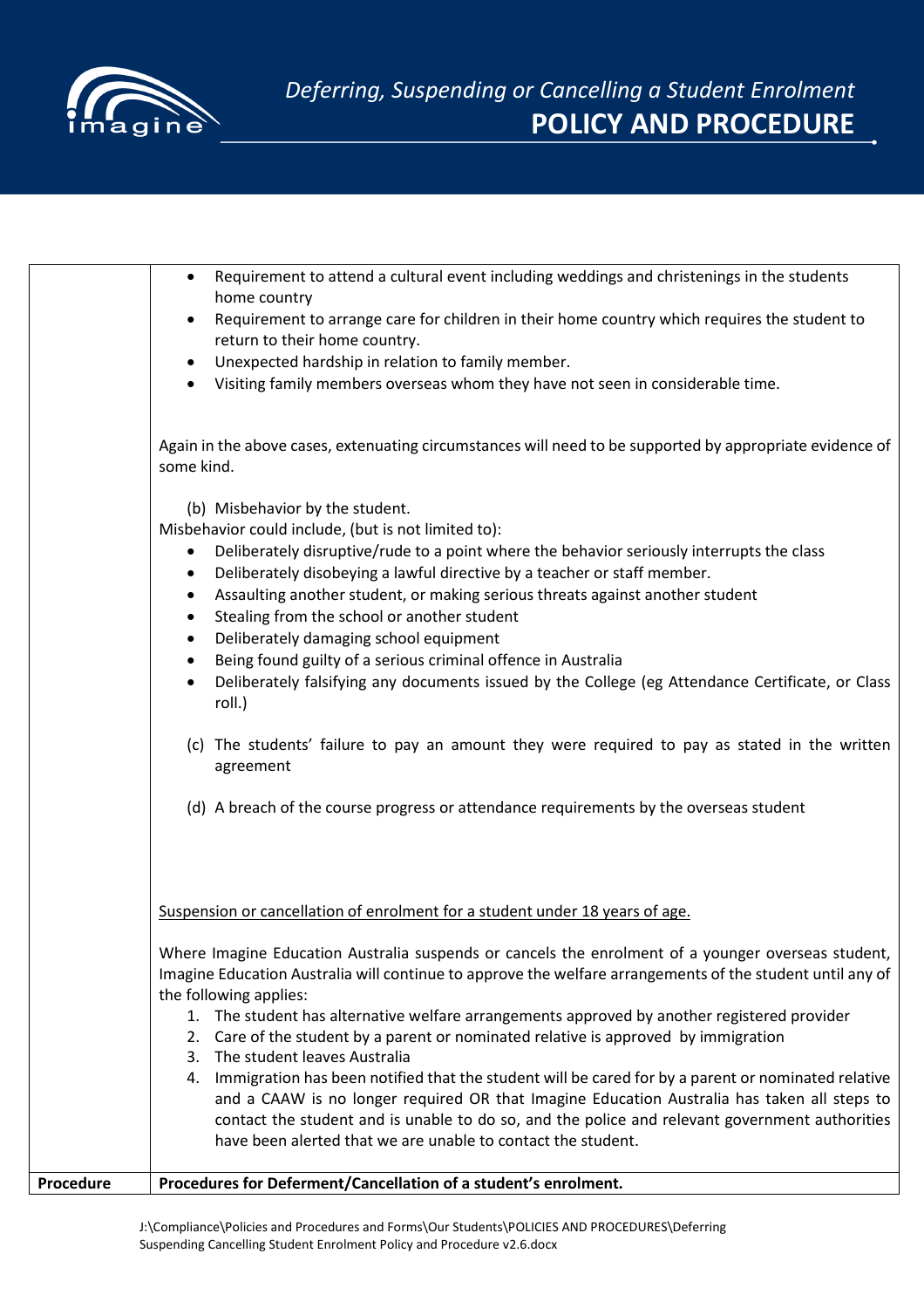- Requirement to attend a cultural event including weddings and christenings in the students home country
- Requirement to arrange care for children in their home country which requires the student to return to their home country.
- Unexpected hardship in relation to family member.
- Visiting family members overseas whom they have not seen in considerable time.

Again in the above cases, extenuating circumstances will need to be supported by appropriate evidence of some kind.

(b) Misbehavior by the student.

Misbehavior could include, (but is not limited to):

- Deliberately disruptive/rude to a point where the behavior seriously interrupts the class
- Deliberately disobeying a lawful directive by a teacher or staff member.
- Assaulting another student, or making serious threats against another student
- Stealing from the school or another student
- Deliberately damaging school equipment
- Being found guilty of a serious criminal offence in Australia
- Deliberately falsifying any documents issued by the College (eg Attendance Certificate, or Class roll.)

(c) The students' failure to pay an amount they were required to pay as stated in the written agreement

(d) A breach of the course progress or attendance requirements by the overseas student

<u>Suspension or cancellation of enrolment for a student under 18 years of age.</u>

Where Imagine Education Australia suspends or cancels the enrolment of a younger overseas student, Imagine Education Australia will continue to approve the welfare arrangements of the student until any of the following applies:

1. The student has alternative welfare arrangements approved by another registered provider
2. Care of the student by a parent or nominated relative is approved by immigration
3. The student leaves Australia
4. Immigration has been notified that the student will be cared for by a parent or nominated relative and a CAAW is no longer required OR that Imagine Education Australia has taken all steps to contact the student and is unable to do so, and the police and relevant government authorities have been alerted that we are unable to contact the student.

| **Procedure** | **Procedures for Deferment/Cancellation of a student's enrolment.** |
|---|---|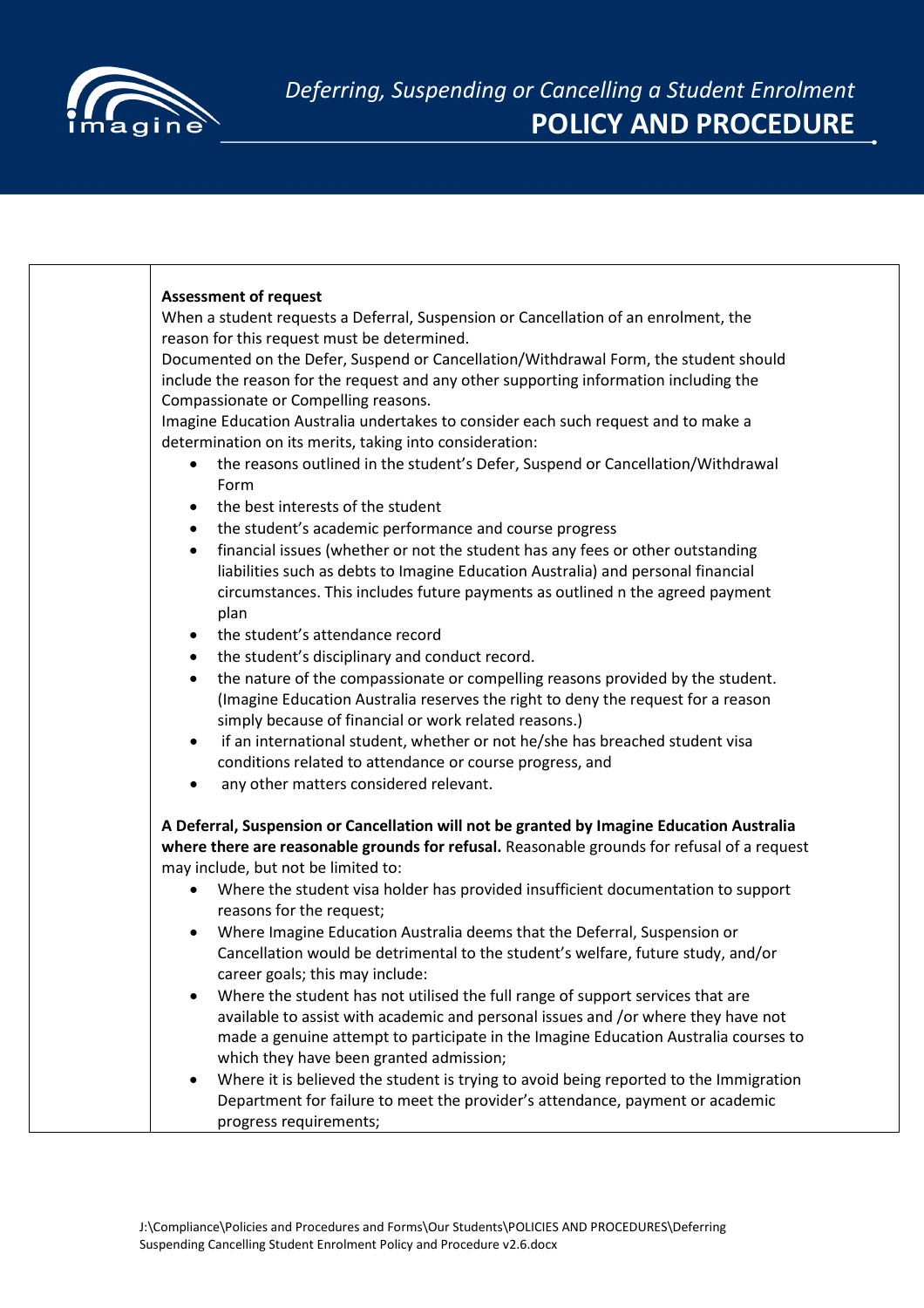**Assessment of request**

When a student requests a Deferral, Suspension or Cancellation of an enrolment, the reason for this request must be determined.

Documented on the Defer, Suspend or Cancellation/Withdrawal Form, the student should include the reason for the request and any other supporting information including the Compassionate or Compelling reasons.

Imagine Education Australia undertakes to consider each such request and to make a determination on its merits, taking into consideration:

- the reasons outlined in the student's Defer, Suspend or Cancellation/Withdrawal Form
- the best interests of the student
- the student's academic performance and course progress
- financial issues (whether or not the student has any fees or other outstanding liabilities such as debts to Imagine Education Australia) and personal financial circumstances. This includes future payments as outlined n the agreed payment plan
- the student's attendance record
- the student's disciplinary and conduct record.
- the nature of the compassionate or compelling reasons provided by the student. (Imagine Education Australia reserves the right to deny the request for a reason simply because of financial or work related reasons.)
- if an international student, whether or not he/she has breached student visa conditions related to attendance or course progress, and
- any other matters considered relevant.

**A Deferral, Suspension or Cancellation will not be granted by Imagine Education Australia where there are reasonable grounds for refusal.** Reasonable grounds for refusal of a request may include, but not be limited to:

- Where the student visa holder has provided insufficient documentation to support reasons for the request;
- Where Imagine Education Australia deems that the Deferral, Suspension or Cancellation would be detrimental to the student's welfare, future study, and/or career goals; this may include:
- Where the student has not utilised the full range of support services that are available to assist with academic and personal issues and /or where they have not made a genuine attempt to participate in the Imagine Education Australia courses to which they have been granted admission;
- Where it is believed the student is trying to avoid being reported to the Immigration Department for failure to meet the provider's attendance, payment or academic progress requirements;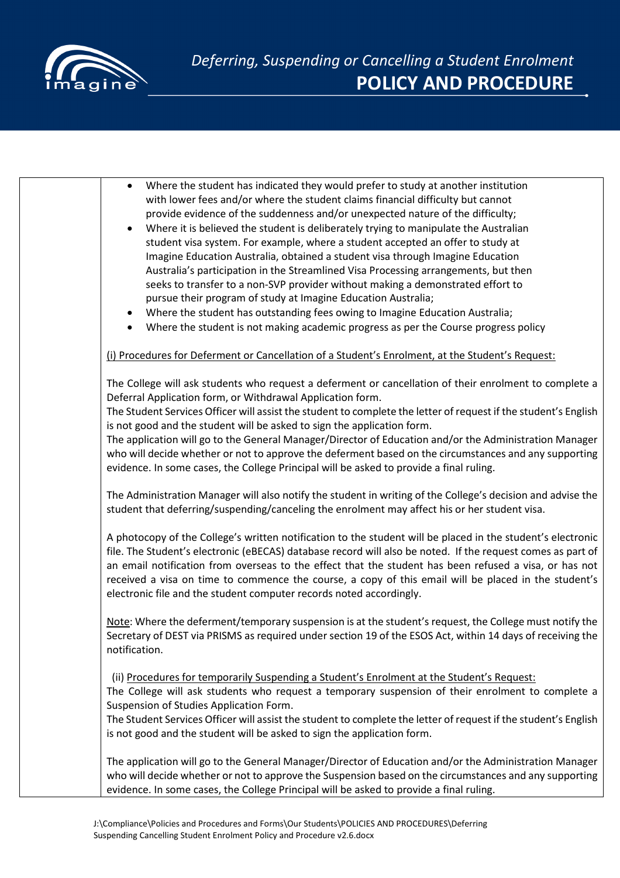- Where the student has indicated they would prefer to study at another institution with lower fees and/or where the student claims financial difficulty but cannot provide evidence of the suddenness and/or unexpected nature of the difficulty;
- Where it is believed the student is deliberately trying to manipulate the Australian student visa system. For example, where a student accepted an offer to study at Imagine Education Australia, obtained a student visa through Imagine Education Australia's participation in the Streamlined Visa Processing arrangements, but then seeks to transfer to a non-SVP provider without making a demonstrated effort to pursue their program of study at Imagine Education Australia;
- Where the student has outstanding fees owing to Imagine Education Australia;
- Where the student is not making academic progress as per the Course progress policy

(i) Procedures for Deferment or Cancellation of a Student's Enrolment, at the Student's Request:

The College will ask students who request a deferment or cancellation of their enrolment to complete a Deferral Application form, or Withdrawal Application form.
The Student Services Officer will assist the student to complete the letter of request if the student's English is not good and the student will be asked to sign the application form.
The application will go to the General Manager/Director of Education and/or the Administration Manager who will decide whether or not to approve the deferment based on the circumstances and any supporting evidence. In some cases, the College Principal will be asked to provide a final ruling.

The Administration Manager will also notify the student in writing of the College's decision and advise the student that deferring/suspending/canceling the enrolment may affect his or her student visa.

A photocopy of the College's written notification to the student will be placed in the student's electronic file. The Student's electronic (eBECAS) database record will also be noted. If the request comes as part of an email notification from overseas to the effect that the student has been refused a visa, or has not received a visa on time to commence the course, a copy of this email will be placed in the student's electronic file and the student computer records noted accordingly.

Note: Where the deferment/temporary suspension is at the student's request, the College must notify the Secretary of DEST via PRISMS as required under section 19 of the ESOS Act, within 14 days of receiving the notification.

(ii) Procedures for temporarily Suspending a Student's Enrolment at the Student's Request:
The College will ask students who request a temporary suspension of their enrolment to complete a Suspension of Studies Application Form.
The Student Services Officer will assist the student to complete the letter of request if the student's English is not good and the student will be asked to sign the application form.

The application will go to the General Manager/Director of Education and/or the Administration Manager who will decide whether or not to approve the Suspension based on the circumstances and any supporting evidence. In some cases, the College Principal will be asked to provide a final ruling.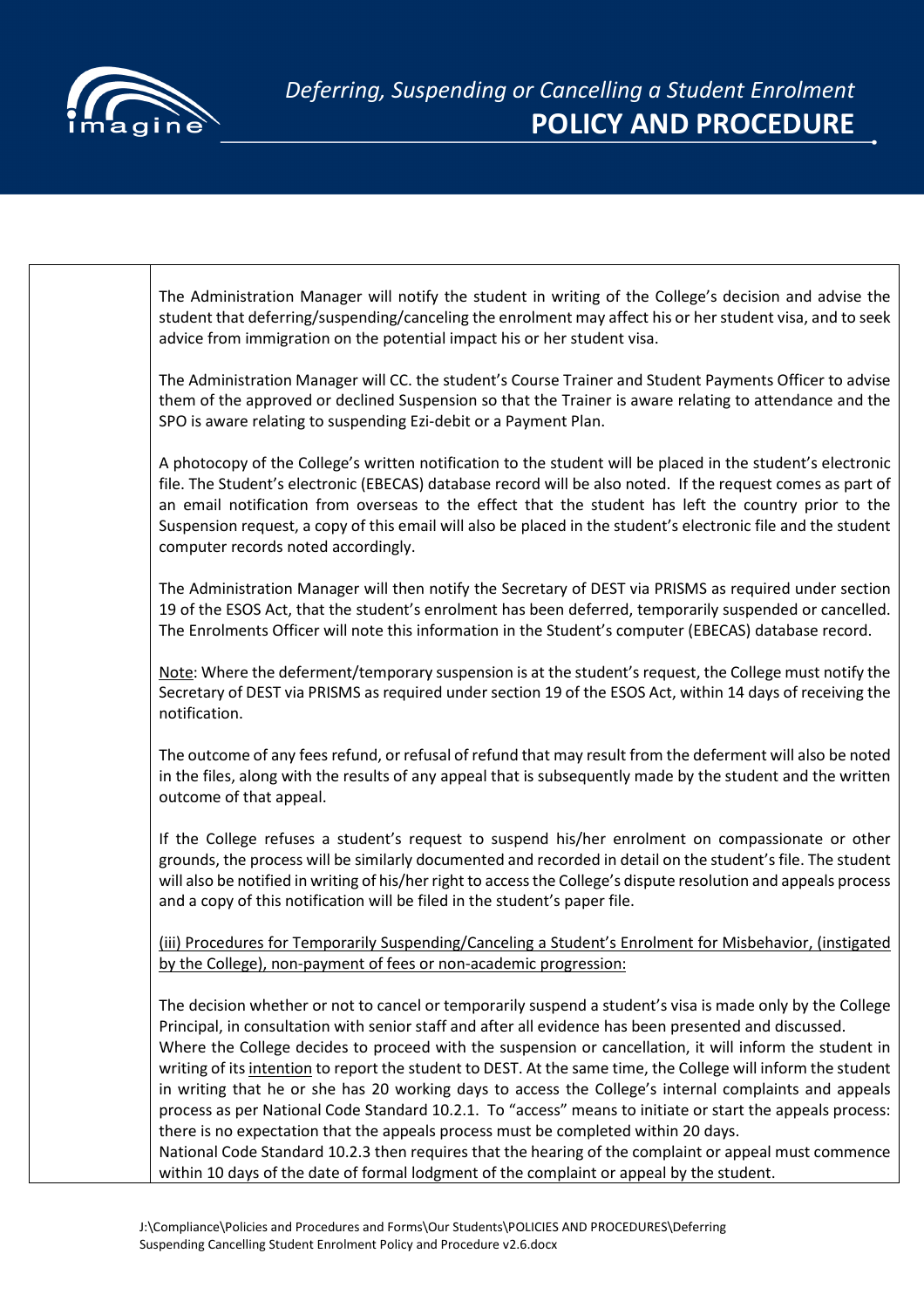The Administration Manager will notify the student in writing of the College's decision and advise the student that deferring/suspending/canceling the enrolment may affect his or her student visa, and to seek advice from immigration on the potential impact his or her student visa.

The Administration Manager will CC. the student's Course Trainer and Student Payments Officer to advise them of the approved or declined Suspension so that the Trainer is aware relating to attendance and the SPO is aware relating to suspending Ezi-debit or a Payment Plan.

A photocopy of the College's written notification to the student will be placed in the student's electronic file. The Student's electronic (EBECAS) database record will be also noted. If the request comes as part of an email notification from overseas to the effect that the student has left the country prior to the Suspension request, a copy of this email will also be placed in the student's electronic file and the student computer records noted accordingly.

The Administration Manager will then notify the Secretary of DEST via PRISMS as required under section 19 of the ESOS Act, that the student's enrolment has been deferred, temporarily suspended or cancelled. The Enrolments Officer will note this information in the Student's computer (EBECAS) database record.

Note: Where the deferment/temporary suspension is at the student's request, the College must notify the Secretary of DEST via PRISMS as required under section 19 of the ESOS Act, within 14 days of receiving the notification.

The outcome of any fees refund, or refusal of refund that may result from the deferment will also be noted in the files, along with the results of any appeal that is subsequently made by the student and the written outcome of that appeal.

If the College refuses a student's request to suspend his/her enrolment on compassionate or other grounds, the process will be similarly documented and recorded in detail on the student's file. The student will also be notified in writing of his/her right to access the College's dispute resolution and appeals process and a copy of this notification will be filed in the student's paper file.

(iii) Procedures for Temporarily Suspending/Canceling a Student's Enrolment for Misbehavior, (instigated by the College), non-payment of fees or non-academic progression:

The decision whether or not to cancel or temporarily suspend a student's visa is made only by the College Principal, in consultation with senior staff and after all evidence has been presented and discussed.
Where the College decides to proceed with the suspension or cancellation, it will inform the student in writing of its intention to report the student to DEST. At the same time, the College will inform the student in writing that he or she has 20 working days to access the College's internal complaints and appeals process as per National Code Standard 10.2.1. To "access" means to initiate or start the appeals process: there is no expectation that the appeals process must be completed within 20 days.
National Code Standard 10.2.3 then requires that the hearing of the complaint or appeal must commence within 10 days of the date of formal lodgment of the complaint or appeal by the student.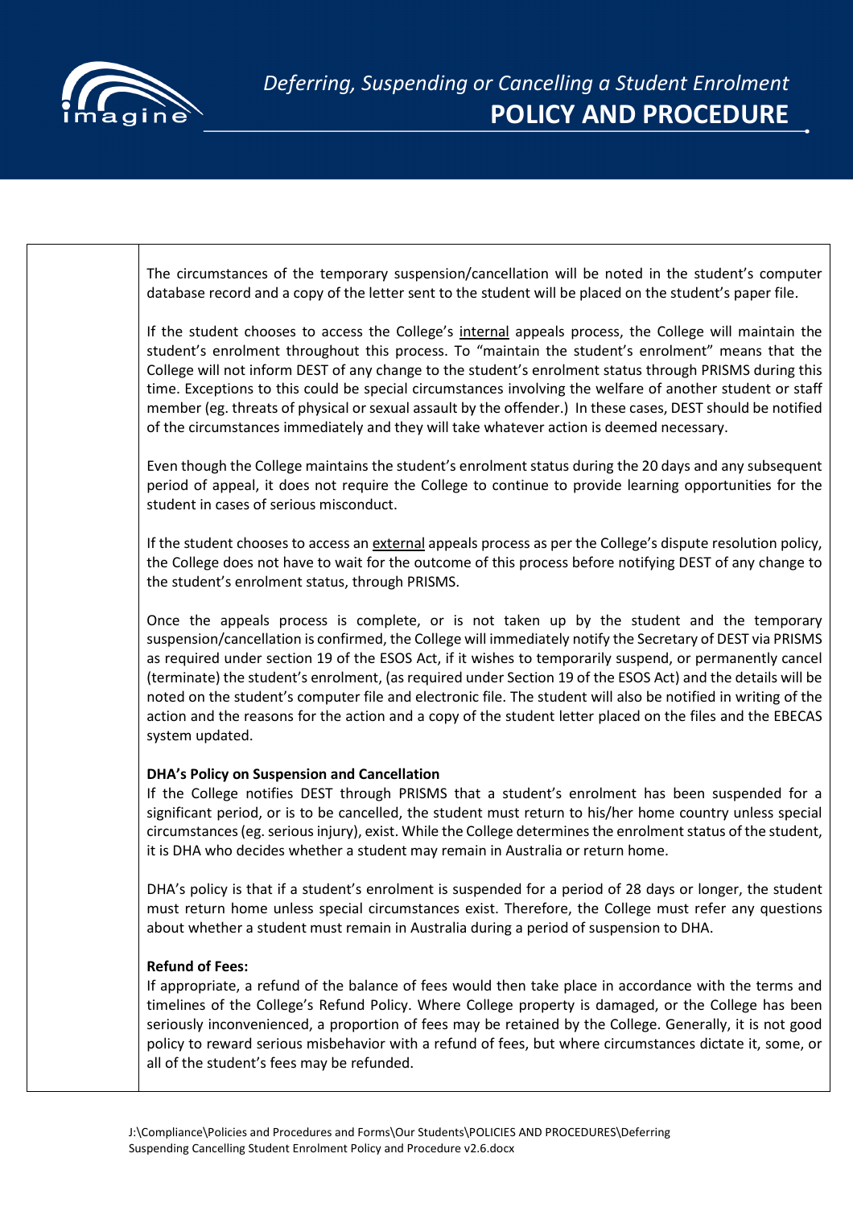The circumstances of the temporary suspension/cancellation will be noted in the student's computer database record and a copy of the letter sent to the student will be placed on the student's paper file.

If the student chooses to access the College's internal appeals process, the College will maintain the student's enrolment throughout this process. To "maintain the student's enrolment" means that the College will not inform DEST of any change to the student's enrolment status through PRISMS during this time. Exceptions to this could be special circumstances involving the welfare of another student or staff member (eg. threats of physical or sexual assault by the offender.) In these cases, DEST should be notified of the circumstances immediately and they will take whatever action is deemed necessary.

Even though the College maintains the student's enrolment status during the 20 days and any subsequent period of appeal, it does not require the College to continue to provide learning opportunities for the student in cases of serious misconduct.

If the student chooses to access an external appeals process as per the College's dispute resolution policy, the College does not have to wait for the outcome of this process before notifying DEST of any change to the student's enrolment status, through PRISMS.

Once the appeals process is complete, or is not taken up by the student and the temporary suspension/cancellation is confirmed, the College will immediately notify the Secretary of DEST via PRISMS as required under section 19 of the ESOS Act, if it wishes to temporarily suspend, or permanently cancel (terminate) the student's enrolment, (as required under Section 19 of the ESOS Act) and the details will be noted on the student's computer file and electronic file. The student will also be notified in writing of the action and the reasons for the action and a copy of the student letter placed on the files and the EBECAS system updated.

**DHA's Policy on Suspension and Cancellation**

If the College notifies DEST through PRISMS that a student's enrolment has been suspended for a significant period, or is to be cancelled, the student must return to his/her home country unless special circumstances (eg. serious injury), exist. While the College determines the enrolment status of the student, it is DHA who decides whether a student may remain in Australia or return home.

DHA's policy is that if a student's enrolment is suspended for a period of 28 days or longer, the student must return home unless special circumstances exist. Therefore, the College must refer any questions about whether a student must remain in Australia during a period of suspension to DHA.

**Refund of Fees:**

If appropriate, a refund of the balance of fees would then take place in accordance with the terms and timelines of the College's Refund Policy. Where College property is damaged, or the College has been seriously inconvenienced, a proportion of fees may be retained by the College. Generally, it is not good policy to reward serious misbehavior with a refund of fees, but where circumstances dictate it, some, or all of the student's fees may be refunded.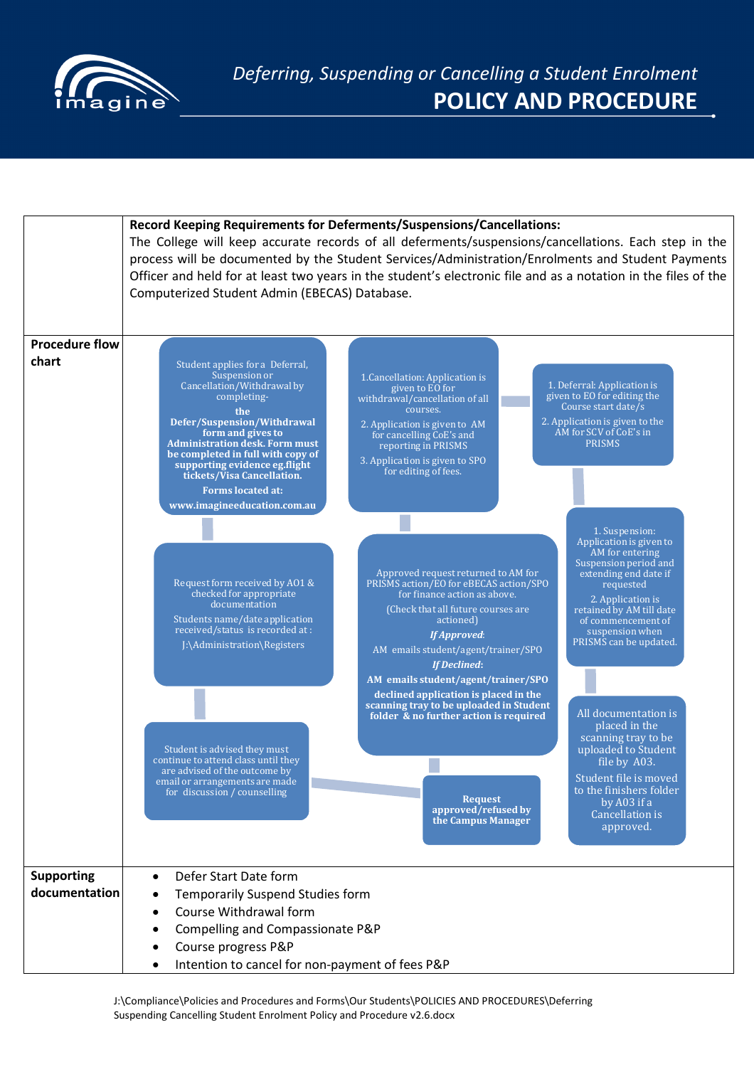| | |
|---|---|
| | **Record Keeping Requirements for Deferments/Suspensions/Cancellations:**<br>The College will keep accurate records of all deferments/suspensions/cancellations. Each step in the process will be documented by the Student Services/Administration/Enrolments and Student Payments Officer and held for at least two years in the student's electronic file and as a notation in the files of the Computerized Student Admin (EBECAS) Database. |
| **Procedure flow chart** | Student applies for a Deferral, Suspension or Cancellation/Withdrawal by completing- the **Defer/Suspension/Withdrawal form and gives to Administration desk. Form must be completed in full with copy of supporting evidence eg.flight tickets/Visa Cancellation.** **Forms located at: www.imagineeducation.com.au**<br><br>1.Cancellation: Application is given to EO for withdrawal/cancellation of all courses.<br>2. Application is given to AM for cancelling CoE's and reporting in PRISMS<br>3. Application is given to SPO for editing of fees.<br><br>1. Deferral: Application is given to EO for editing the Course start date/s<br>2. Application is given to the AM for SCV of CoE's in PRISMS<br><br>1. Suspension: Application is given to AM for entering Suspension period and extending end date if requested<br>2. Application is retained by AM till date of commencement of suspension when PRISMS can be updated.<br><br>Request form received by AO1 & checked for appropriate documentation<br>Students name/date application received/status is recorded at : J:\Administration\Registers<br><br>Approved request returned to AM for PRISMS action/EO for eBECAS action/SPO for finance action as above.<br>(Check that all future courses are actioned)<br>***If Approved*:** AM emails student/agent/trainer/SPO<br>***If Declined*:** **AM emails student/agent/trainer/SPO declined application is placed in the scanning tray to be uploaded in Student folder & no further action is required**<br><br>All documentation is placed in the scanning tray to be uploaded to Student file by A03.<br>Student file is moved to the finishers folder by A03 if a Cancellation is approved.<br><br>Student is advised they must continue to attend class until they are advised of the outcome by email or arrangements are made for discussion / counselling<br><br>**Request approved/refused by the Campus Manager** |
| **Supporting documentation** | • Defer Start Date form<br>• Temporarily Suspend Studies form<br>• Course Withdrawal form<br>• Compelling and Compassionate P&P<br>• Course progress P&P<br>• Intention to cancel for non-payment of fees P&P |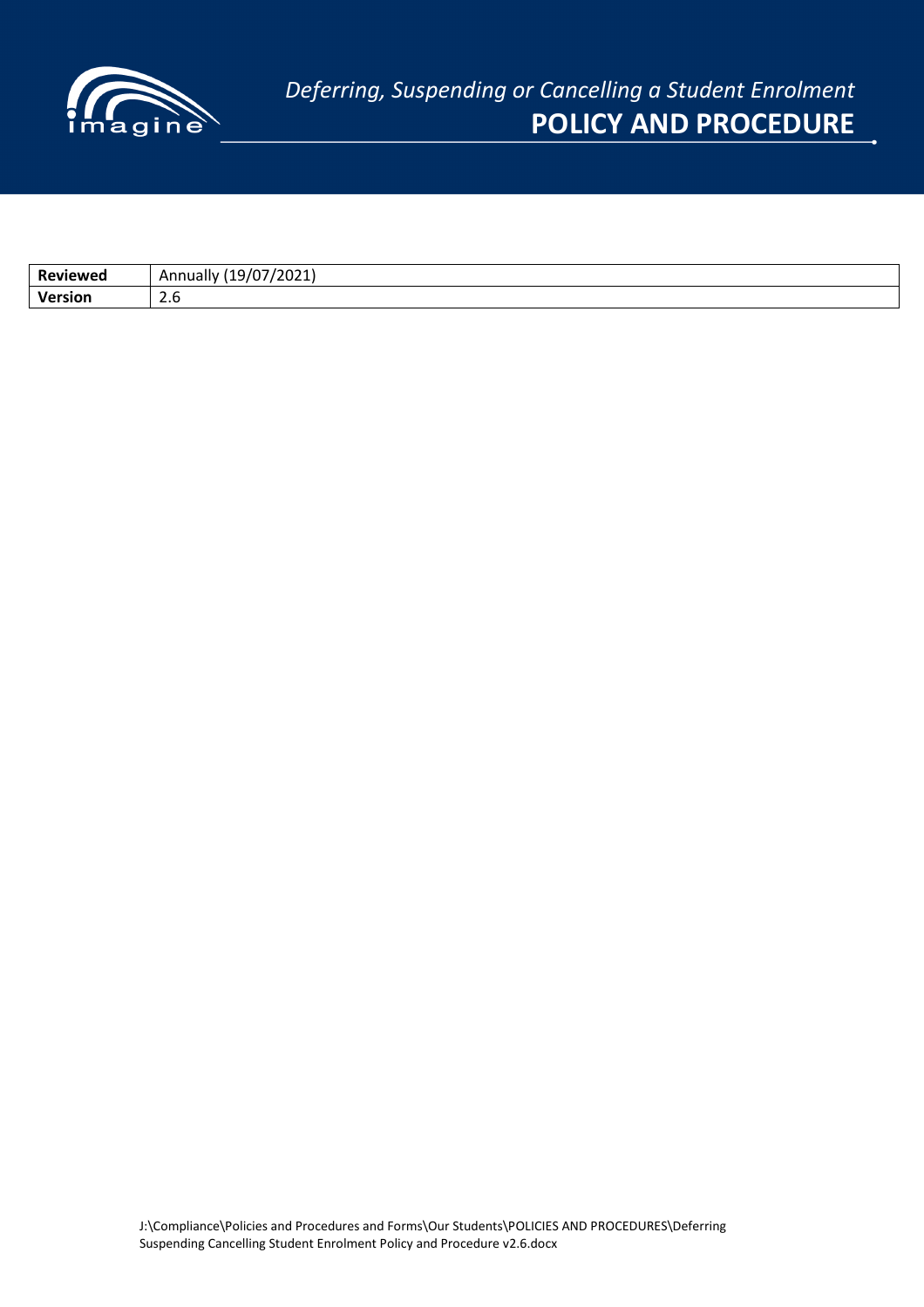| | |
|---|---|
| **Reviewed** | Annually (19/07/2021) |
| **Version** | 2.6 |